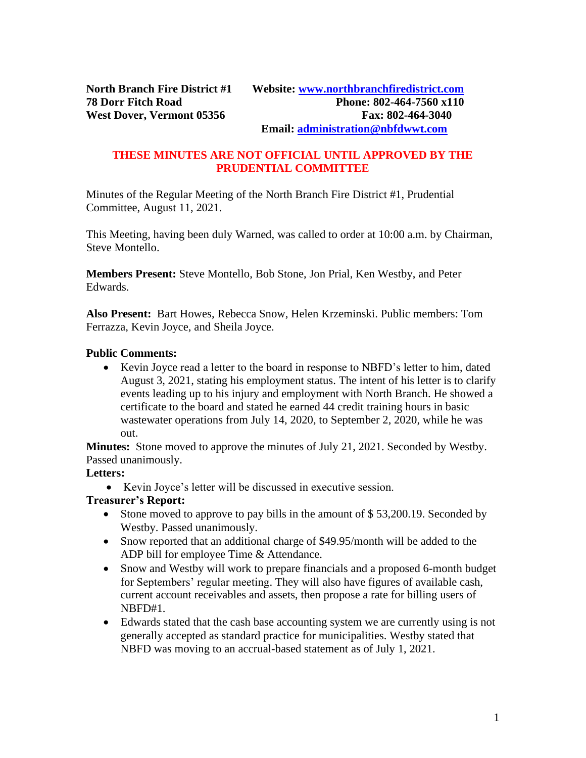**North Branch Fire District #1**
**78 Dorr Fitch Road**
**West Dover, Vermont 05356**

**Website: [www.northbranchfiredistrict.com](http://www.northbranchfiredistrict.com)**
**Phone: 802-464-7560 x110**
**Fax: 802-464-3040**
**Email: [administration@nbfdwwt.com](mailto:administration@nbfdwwt.com)**

**THESE MINUTES ARE NOT OFFICIAL UNTIL APPROVED BY THE PRUDENTIAL COMMITTEE**

Minutes of the Regular Meeting of the North Branch Fire District #1, Prudential Committee, August 11, 2021.

This Meeting, having been duly Warned, was called to order at 10:00 a.m. by Chairman, Steve Montello.

**Members Present:** Steve Montello, Bob Stone, Jon Prial, Ken Westby, and Peter Edwards.

**Also Present:** Bart Howes, Rebecca Snow, Helen Krzeminski. Public members: Tom Ferrazza, Kevin Joyce, and Sheila Joyce.

**Public Comments:**

- Kevin Joyce read a letter to the board in response to NBFD's letter to him, dated August 3, 2021, stating his employment status. The intent of his letter is to clarify events leading up to his injury and employment with North Branch. He showed a certificate to the board and stated he earned 44 credit training hours in basic wastewater operations from July 14, 2020, to September 2, 2020, while he was out.

**Minutes:** Stone moved to approve the minutes of July 21, 2021. Seconded by Westby. Passed unanimously.

**Letters:**

- Kevin Joyce's letter will be discussed in executive session.

**Treasurer's Report:**

- Stone moved to approve to pay bills in the amount of $ 53,200.19. Seconded by Westby. Passed unanimously.
- Snow reported that an additional charge of $49.95/month will be added to the ADP bill for employee Time & Attendance.
- Snow and Westby will work to prepare financials and a proposed 6-month budget for Septembers' regular meeting. They will also have figures of available cash, current account receivables and assets, then propose a rate for billing users of NBFD#1.
- Edwards stated that the cash base accounting system we are currently using is not generally accepted as standard practice for municipalities. Westby stated that NBFD was moving to an accrual-based statement as of July 1, 2021.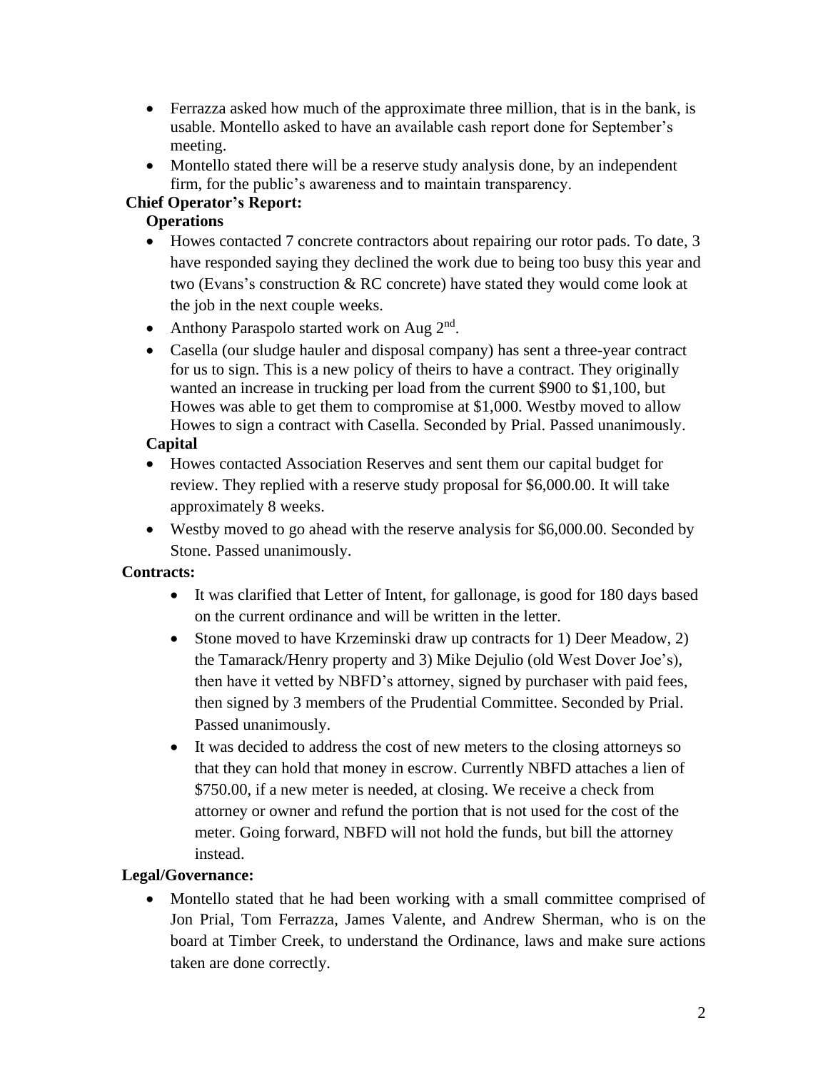- Ferrazza asked how much of the approximate three million, that is in the bank, is usable. Montello asked to have an available cash report done for September's meeting.
- Montello stated there will be a reserve study analysis done, by an independent firm, for the public's awareness and to maintain transparency.

**Chief Operator's Report:**

**Operations**

- Howes contacted 7 concrete contractors about repairing our rotor pads. To date, 3 have responded saying they declined the work due to being too busy this year and two (Evans's construction & RC concrete) have stated they would come look at the job in the next couple weeks.
- Anthony Paraspolo started work on Aug 2nd.
- Casella (our sludge hauler and disposal company) has sent a three-year contract for us to sign. This is a new policy of theirs to have a contract. They originally wanted an increase in trucking per load from the current $900 to $1,100, but Howes was able to get them to compromise at $1,000. Westby moved to allow Howes to sign a contract with Casella. Seconded by Prial. Passed unanimously.

**Capital**

- Howes contacted Association Reserves and sent them our capital budget for review. They replied with a reserve study proposal for $6,000.00. It will take approximately 8 weeks.
- Westby moved to go ahead with the reserve analysis for $6,000.00. Seconded by Stone. Passed unanimously.

**Contracts:**

- It was clarified that Letter of Intent, for gallonage, is good for 180 days based on the current ordinance and will be written in the letter.
- Stone moved to have Krzeminski draw up contracts for 1) Deer Meadow, 2) the Tamarack/Henry property and 3) Mike Dejulio (old West Dover Joe's), then have it vetted by NBFD's attorney, signed by purchaser with paid fees, then signed by 3 members of the Prudential Committee. Seconded by Prial. Passed unanimously.
- It was decided to address the cost of new meters to the closing attorneys so that they can hold that money in escrow. Currently NBFD attaches a lien of $750.00, if a new meter is needed, at closing. We receive a check from attorney or owner and refund the portion that is not used for the cost of the meter. Going forward, NBFD will not hold the funds, but bill the attorney instead.

**Legal/Governance:**

- Montello stated that he had been working with a small committee comprised of Jon Prial, Tom Ferrazza, James Valente, and Andrew Sherman, who is on the board at Timber Creek, to understand the Ordinance, laws and make sure actions taken are done correctly.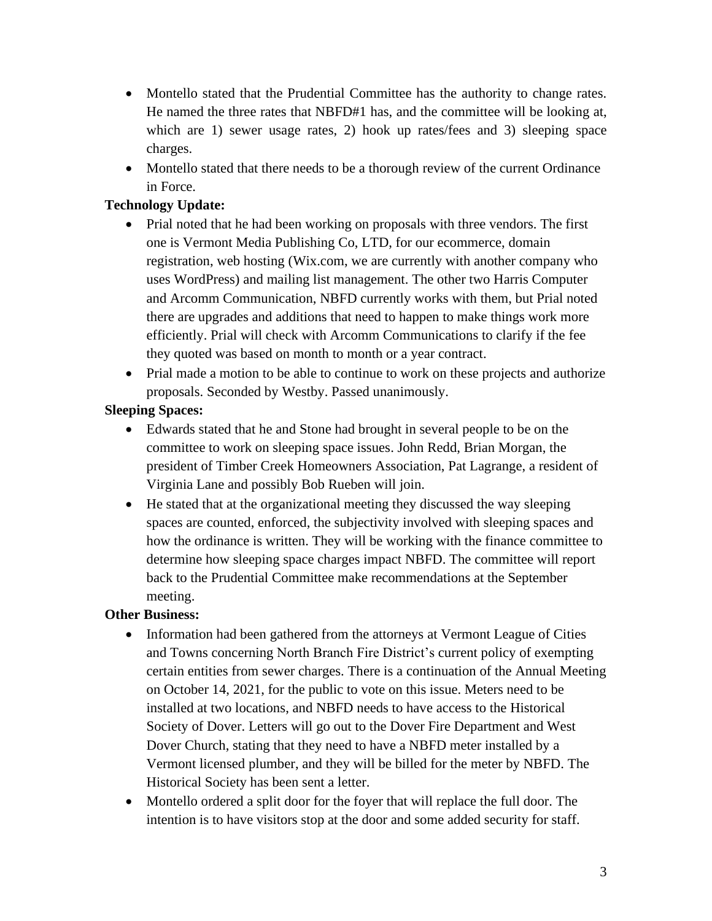- Montello stated that the Prudential Committee has the authority to change rates. He named the three rates that NBFD#1 has, and the committee will be looking at, which are 1) sewer usage rates, 2) hook up rates/fees and 3) sleeping space charges.
- Montello stated that there needs to be a thorough review of the current Ordinance in Force.

**Technology Update:**

- Prial noted that he had been working on proposals with three vendors. The first one is Vermont Media Publishing Co, LTD, for our ecommerce, domain registration, web hosting (Wix.com, we are currently with another company who uses WordPress) and mailing list management. The other two Harris Computer and Arcomm Communication, NBFD currently works with them, but Prial noted there are upgrades and additions that need to happen to make things work more efficiently. Prial will check with Arcomm Communications to clarify if the fee they quoted was based on month to month or a year contract.
- Prial made a motion to be able to continue to work on these projects and authorize proposals. Seconded by Westby. Passed unanimously.

**Sleeping Spaces:**

- Edwards stated that he and Stone had brought in several people to be on the committee to work on sleeping space issues. John Redd, Brian Morgan, the president of Timber Creek Homeowners Association, Pat Lagrange, a resident of Virginia Lane and possibly Bob Rueben will join.
- He stated that at the organizational meeting they discussed the way sleeping spaces are counted, enforced, the subjectivity involved with sleeping spaces and how the ordinance is written. They will be working with the finance committee to determine how sleeping space charges impact NBFD. The committee will report back to the Prudential Committee make recommendations at the September meeting.

**Other Business:**

- Information had been gathered from the attorneys at Vermont League of Cities and Towns concerning North Branch Fire District's current policy of exempting certain entities from sewer charges. There is a continuation of the Annual Meeting on October 14, 2021, for the public to vote on this issue. Meters need to be installed at two locations, and NBFD needs to have access to the Historical Society of Dover. Letters will go out to the Dover Fire Department and West Dover Church, stating that they need to have a NBFD meter installed by a Vermont licensed plumber, and they will be billed for the meter by NBFD. The Historical Society has been sent a letter.
- Montello ordered a split door for the foyer that will replace the full door. The intention is to have visitors stop at the door and some added security for staff.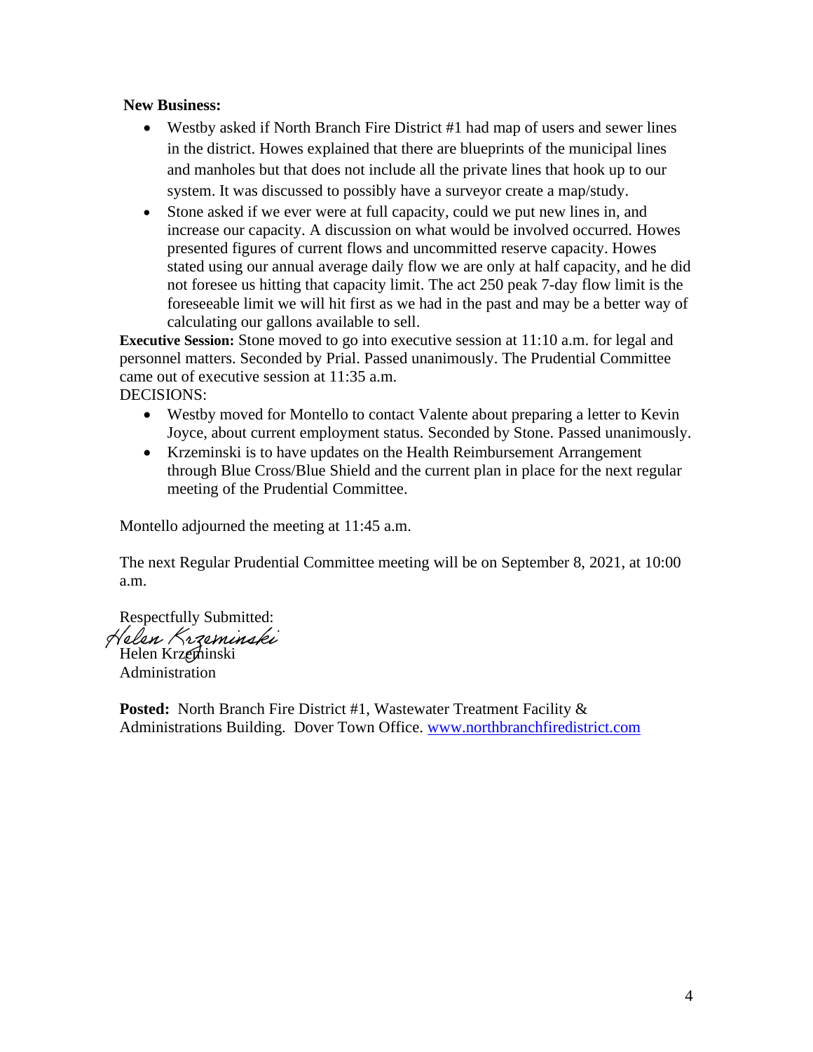**New Business:**

- Westby asked if North Branch Fire District #1 had map of users and sewer lines in the district. Howes explained that there are blueprints of the municipal lines and manholes but that does not include all the private lines that hook up to our system. It was discussed to possibly have a surveyor create a map/study.
- Stone asked if we ever were at full capacity, could we put new lines in, and increase our capacity. A discussion on what would be involved occurred. Howes presented figures of current flows and uncommitted reserve capacity. Howes stated using our annual average daily flow we are only at half capacity, and he did not foresee us hitting that capacity limit. The act 250 peak 7-day flow limit is the foreseeable limit we will hit first as we had in the past and may be a better way of calculating our gallons available to sell.

**Executive Session:** Stone moved to go into executive session at 11:10 a.m. for legal and personnel matters. Seconded by Prial. Passed unanimously. The Prudential Committee came out of executive session at 11:35 a.m.

DECISIONS:

- Westby moved for Montello to contact Valente about preparing a letter to Kevin Joyce, about current employment status. Seconded by Stone. Passed unanimously.
- Krzeminski is to have updates on the Health Reimbursement Arrangement through Blue Cross/Blue Shield and the current plan in place for the next regular meeting of the Prudential Committee.

Montello adjourned the meeting at 11:45 a.m.

The next Regular Prudential Committee meeting will be on September 8, 2021, at 10:00 a.m.

Respectfully Submitted:

*Helen Krzeminski*

Helen Krzeminski
Administration

**Posted:** North Branch Fire District #1, Wastewater Treatment Facility & Administrations Building. Dover Town Office. www.northbranchfiredistrict.com